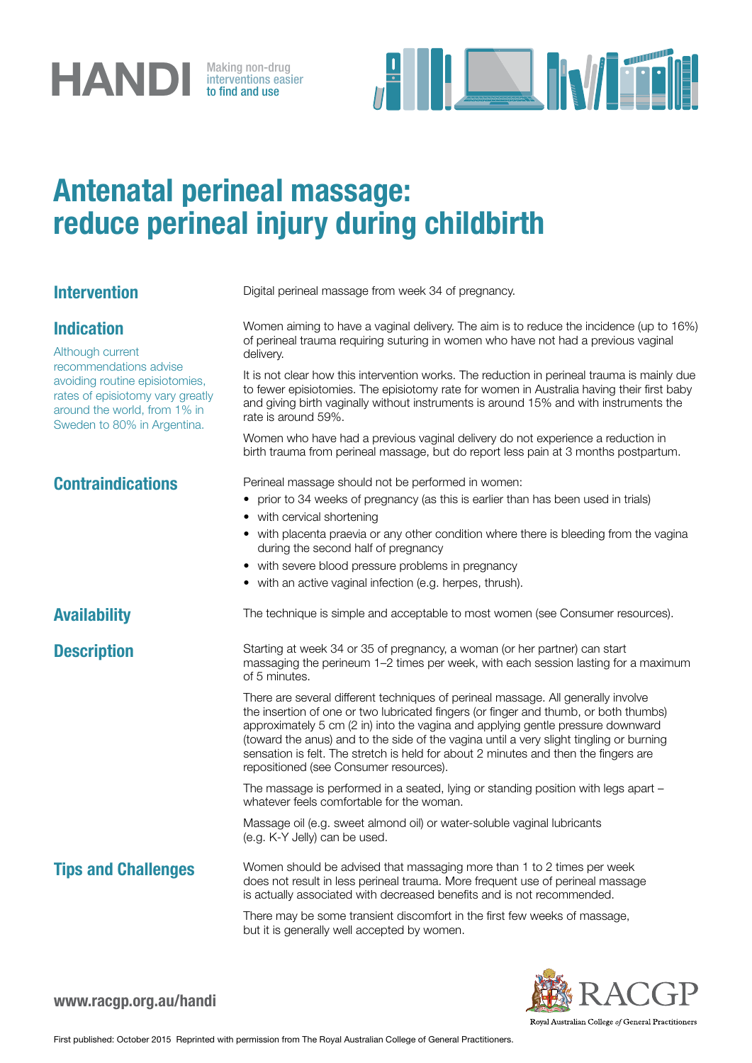# HANDI

Making non-drug interventions easier to find and use

# Antenatal perineal massage: reduce perineal injury during childbirth

## Intervention

Digital perineal massage from week 34 of pregnancy.

## Indication

Although current recommendations advise avoiding routine episiotomies, rates of episiotomy vary greatly around the world, from 1% in Sweden to 80% in Argentina.

Women aiming to have a vaginal delivery. The aim is to reduce the incidence (up to 16%) of perineal trauma requiring suturing in women who have not had a previous vaginal delivery.

It is not clear how this intervention works. The reduction in perineal trauma is mainly due to fewer episiotomies. The episiotomy rate for women in Australia having their first baby and giving birth vaginally without instruments is around 15% and with instruments the rate is around 59%.

Women who have had a previous vaginal delivery do not experience a reduction in birth trauma from perineal massage, but do report less pain at 3 months postpartum.

## Contraindications

Perineal massage should not be performed in women:

- prior to 34 weeks of pregnancy (as this is earlier than has been used in trials)
- with cervical shortening
- with placenta praevia or any other condition where there is bleeding from the vagina during the second half of pregnancy
- with severe blood pressure problems in pregnancy
- with an active vaginal infection (e.g. herpes, thrush).

## Availability

The technique is simple and acceptable to most women (see Consumer resources).

## Description

Starting at week 34 or 35 of pregnancy, a woman (or her partner) can start massaging the perineum 1–2 times per week, with each session lasting for a maximum of 5 minutes.

There are several different techniques of perineal massage. All generally involve the insertion of one or two lubricated fingers (or finger and thumb, or both thumbs) approximately 5 cm (2 in) into the vagina and applying gentle pressure downward (toward the anus) and to the side of the vagina until a very slight tingling or burning sensation is felt. The stretch is held for about 2 minutes and then the fingers are repositioned (see Consumer resources).

The massage is performed in a seated, lying or standing position with legs apart – whatever feels comfortable for the woman.

Massage oil (e.g. sweet almond oil) or water-soluble vaginal lubricants (e.g. K-Y Jelly) can be used.

## Tips and Challenges

Women should be advised that massaging more than 1 to 2 times per week does not result in less perineal trauma. More frequent use of perineal massage is actually associated with decreased benefits and is not recommended.

There may be some transient discomfort in the first few weeks of massage, but it is generally well accepted by women.

www.racgp.org.au/handi

RACGP – Royal Australian College of General Practitioners

First published: October 2015 Reprinted with permission from The Royal Australian College of General Practitioners.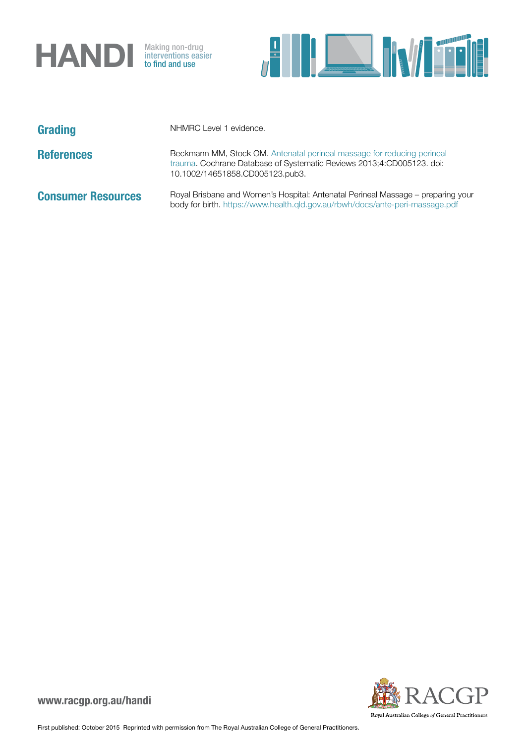**Grading**

NHMRC Level 1 evidence.

**References**

Beckmann MM, Stock OM. Antenatal perineal massage for reducing perineal trauma. Cochrane Database of Systematic Reviews 2013;4:CD005123. doi: 10.1002/14651858.CD005123.pub3.

**Consumer Resources**

Royal Brisbane and Women's Hospital: Antenatal Perineal Massage – preparing your body for birth. https://www.health.qld.gov.au/rbwh/docs/ante-peri-massage.pdf

www.racgp.org.au/handi

First published: October 2015 Reprinted with permission from The Royal Australian College of General Practitioners.